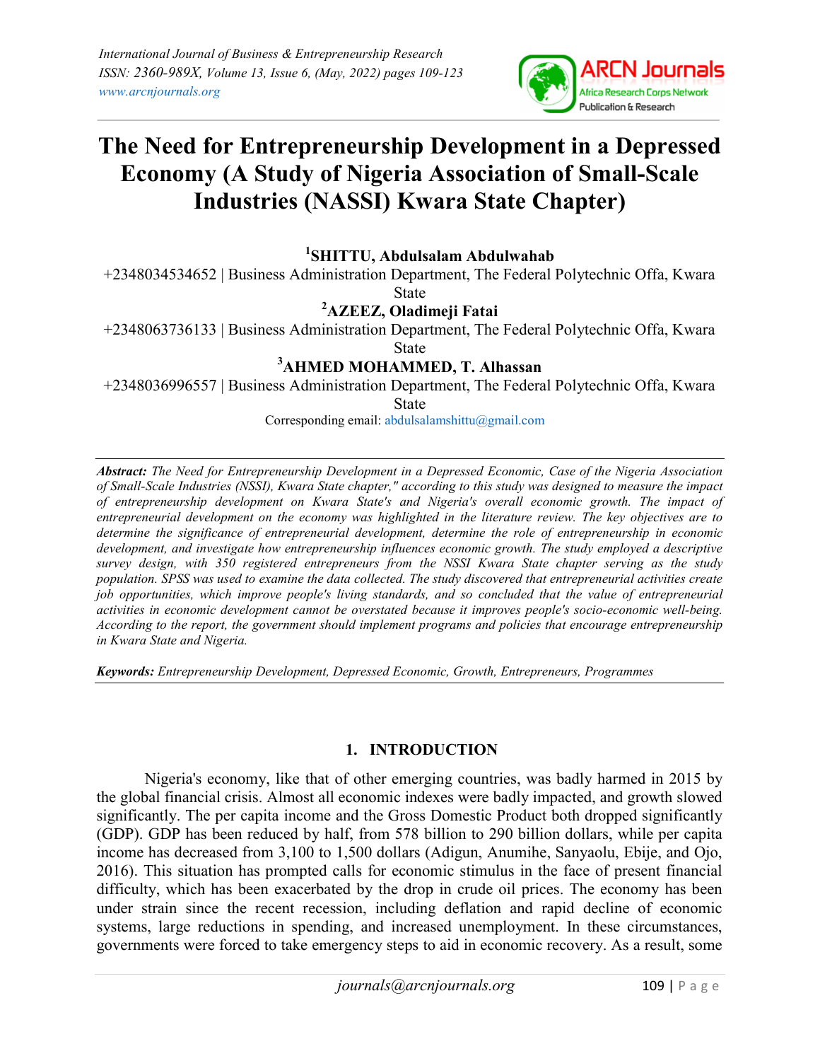# The Need for Entrepreneurship Development in a Depressed Economy (A Study of Nigeria Association of Small-Scale Industries (NASSI) Kwara State Chapter)

**[1]SHITTU, Abdulsalam Abdulwahab**

+2348034534652 | Business Administration Department, The Federal Polytechnic Offa, Kwara State

**[2]AZEEZ, Oladimeji Fatai**

+2348063736133 | Business Administration Department, The Federal Polytechnic Offa, Kwara State

**[3]AHMED MOHAMMED, T. Alhassan**

+2348036996557 | Business Administration Department, The Federal Polytechnic Offa, Kwara State

Corresponding email: abdulsalamshittu@gmail.com

---

***Abstract:*** *The Need for Entrepreneurship Development in a Depressed Economic, Case of the Nigeria Association of Small-Scale Industries (NSSI), Kwara State chapter," according to this study was designed to measure the impact of entrepreneurship development on Kwara State's and Nigeria's overall economic growth. The impact of entrepreneurial development on the economy was highlighted in the literature review. The key objectives are to determine the significance of entrepreneurial development, determine the role of entrepreneurship in economic development, and investigate how entrepreneurship influences economic growth. The study employed a descriptive survey design, with 350 registered entrepreneurs from the NSSI Kwara State chapter serving as the study population. SPSS was used to examine the data collected. The study discovered that entrepreneurial activities create job opportunities, which improve people's living standards, and so concluded that the value of entrepreneurial activities in economic development cannot be overstated because it improves people's socio-economic well-being. According to the report, the government should implement programs and policies that encourage entrepreneurship in Kwara State and Nigeria.*

***Keywords:*** *Entrepreneurship Development, Depressed Economic, Growth, Entrepreneurs, Programmes*

---

## 1. INTRODUCTION

Nigeria's economy, like that of other emerging countries, was badly harmed in 2015 by the global financial crisis. Almost all economic indexes were badly impacted, and growth slowed significantly. The per capita income and the Gross Domestic Product both dropped significantly (GDP). GDP has been reduced by half, from 578 billion to 290 billion dollars, while per capita income has decreased from 3,100 to 1,500 dollars (Adigun, Anumihe, Sanyaolu, Ebije, and Ojo, 2016). This situation has prompted calls for economic stimulus in the face of present financial difficulty, which has been exacerbated by the drop in crude oil prices. The economy has been under strain since the recent recession, including deflation and rapid decline of economic systems, large reductions in spending, and increased unemployment. In these circumstances, governments were forced to take emergency steps to aid in economic recovery. As a result, some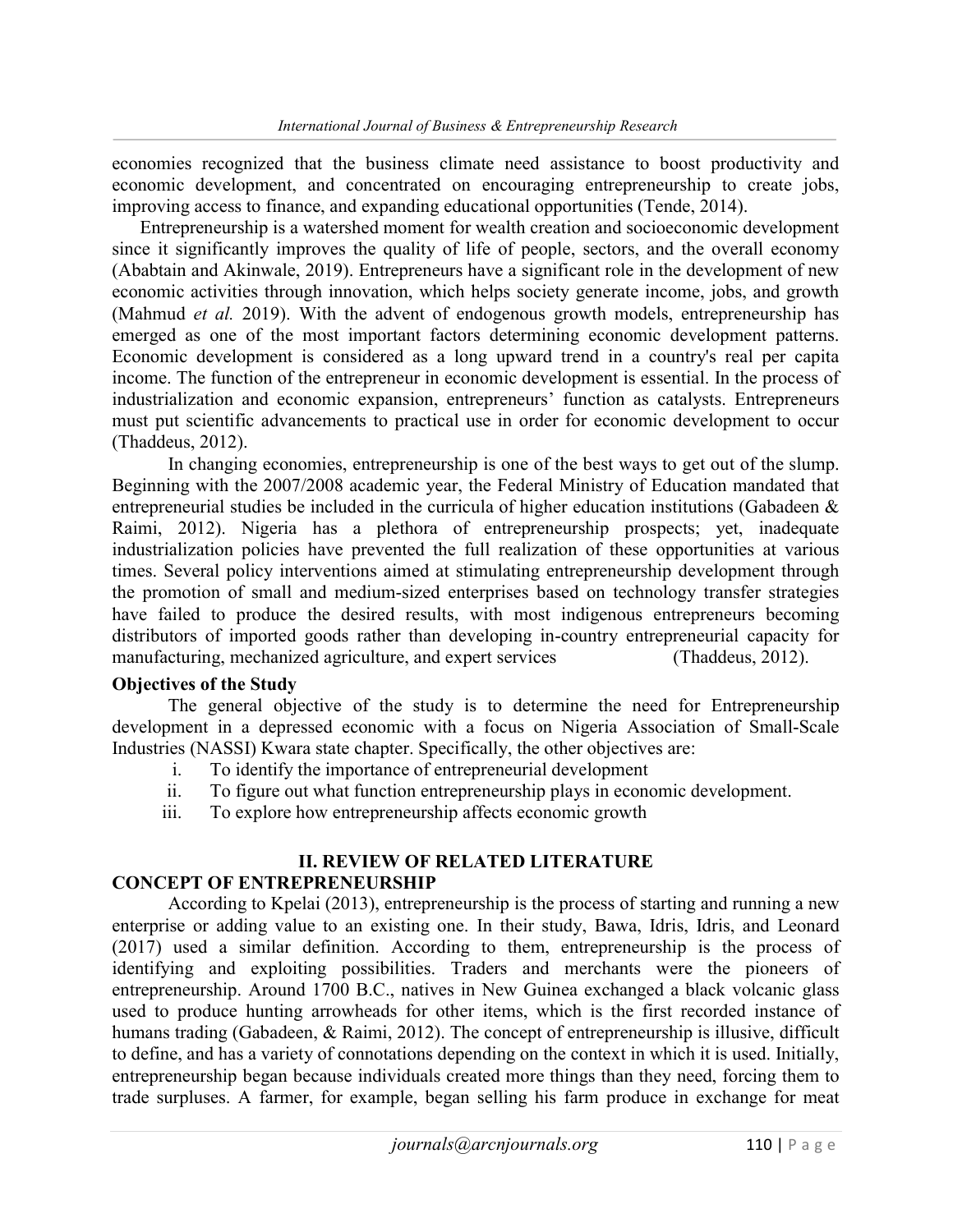economies recognized that the business climate need assistance to boost productivity and economic development, and concentrated on encouraging entrepreneurship to create jobs, improving access to finance, and expanding educational opportunities (Tende, 2014).

Entrepreneurship is a watershed moment for wealth creation and socioeconomic development since it significantly improves the quality of life of people, sectors, and the overall economy (Ababtain and Akinwale, 2019). Entrepreneurs have a significant role in the development of new economic activities through innovation, which helps society generate income, jobs, and growth (Mahmud *et al.* 2019). With the advent of endogenous growth models, entrepreneurship has emerged as one of the most important factors determining economic development patterns. Economic development is considered as a long upward trend in a country's real per capita income. The function of the entrepreneur in economic development is essential. In the process of industrialization and economic expansion, entrepreneurs' function as catalysts. Entrepreneurs must put scientific advancements to practical use in order for economic development to occur (Thaddeus, 2012).

In changing economies, entrepreneurship is one of the best ways to get out of the slump. Beginning with the 2007/2008 academic year, the Federal Ministry of Education mandated that entrepreneurial studies be included in the curricula of higher education institutions (Gabadeen & Raimi, 2012). Nigeria has a plethora of entrepreneurship prospects; yet, inadequate industrialization policies have prevented the full realization of these opportunities at various times. Several policy interventions aimed at stimulating entrepreneurship development through the promotion of small and medium-sized enterprises based on technology transfer strategies have failed to produce the desired results, with most indigenous entrepreneurs becoming distributors of imported goods rather than developing in-country entrepreneurial capacity for manufacturing, mechanized agriculture, and expert services (Thaddeus, 2012).

### Objectives of the Study

The general objective of the study is to determine the need for Entrepreneurship development in a depressed economic with a focus on Nigeria Association of Small-Scale Industries (NASSI) Kwara state chapter. Specifically, the other objectives are:

i. To identify the importance of entrepreneurial development
ii. To figure out what function entrepreneurship plays in economic development.
iii. To explore how entrepreneurship affects economic growth

## II. REVIEW OF RELATED LITERATURE

### CONCEPT OF ENTREPRENEURSHIP

According to Kpelai (2013), entrepreneurship is the process of starting and running a new enterprise or adding value to an existing one. In their study, Bawa, Idris, Idris, and Leonard (2017) used a similar definition. According to them, entrepreneurship is the process of identifying and exploiting possibilities. Traders and merchants were the pioneers of entrepreneurship. Around 1700 B.C., natives in New Guinea exchanged a black volcanic glass used to produce hunting arrowheads for other items, which is the first recorded instance of humans trading (Gabadeen, & Raimi, 2012). The concept of entrepreneurship is illusive, difficult to define, and has a variety of connotations depending on the context in which it is used. Initially, entrepreneurship began because individuals created more things than they need, forcing them to trade surpluses. A farmer, for example, began selling his farm produce in exchange for meat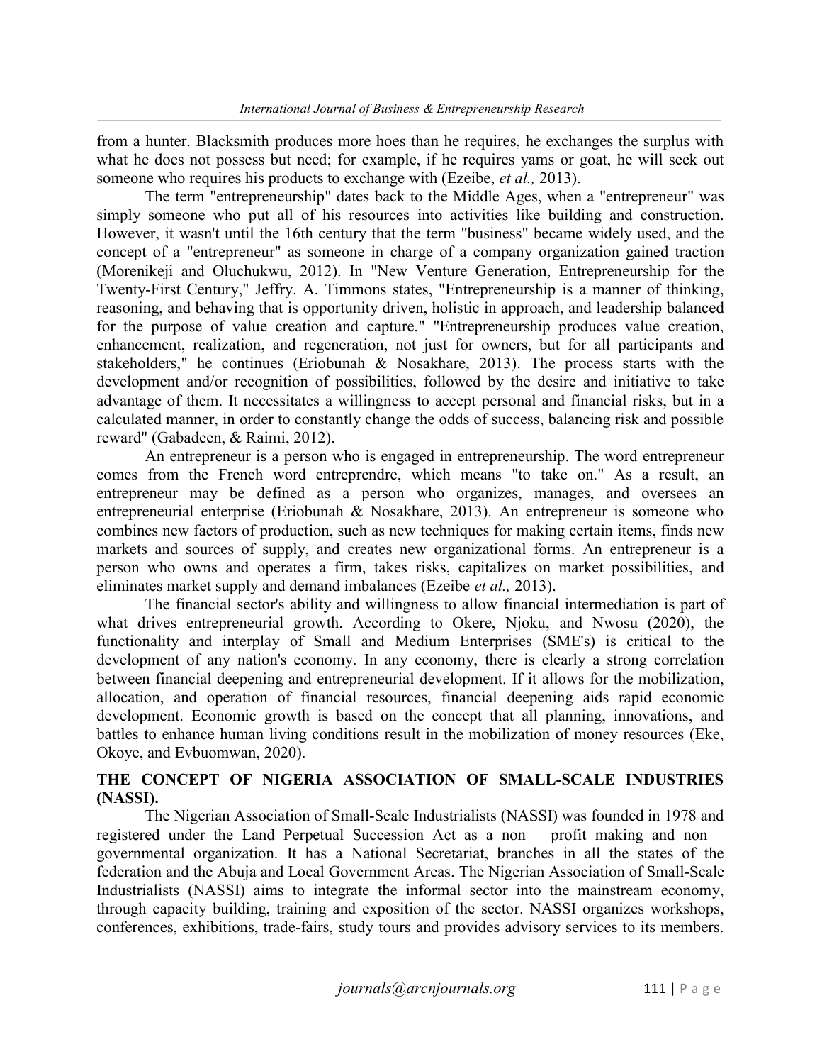from a hunter. Blacksmith produces more hoes than he requires, he exchanges the surplus with what he does not possess but need; for example, if he requires yams or goat, he will seek out someone who requires his products to exchange with (Ezeibe, *et al.,* 2013).

The term "entrepreneurship" dates back to the Middle Ages, when a "entrepreneur" was simply someone who put all of his resources into activities like building and construction. However, it wasn't until the 16th century that the term "business" became widely used, and the concept of a "entrepreneur" as someone in charge of a company organization gained traction (Morenikeji and Oluchukwu, 2012). In "New Venture Generation, Entrepreneurship for the Twenty-First Century," Jeffry. A. Timmons states, "Entrepreneurship is a manner of thinking, reasoning, and behaving that is opportunity driven, holistic in approach, and leadership balanced for the purpose of value creation and capture." "Entrepreneurship produces value creation, enhancement, realization, and regeneration, not just for owners, but for all participants and stakeholders," he continues (Eriobunah & Nosakhare, 2013). The process starts with the development and/or recognition of possibilities, followed by the desire and initiative to take advantage of them. It necessitates a willingness to accept personal and financial risks, but in a calculated manner, in order to constantly change the odds of success, balancing risk and possible reward" (Gabadeen, & Raimi, 2012).

An entrepreneur is a person who is engaged in entrepreneurship. The word entrepreneur comes from the French word entreprendre, which means "to take on." As a result, an entrepreneur may be defined as a person who organizes, manages, and oversees an entrepreneurial enterprise (Eriobunah & Nosakhare, 2013). An entrepreneur is someone who combines new factors of production, such as new techniques for making certain items, finds new markets and sources of supply, and creates new organizational forms. An entrepreneur is a person who owns and operates a firm, takes risks, capitalizes on market possibilities, and eliminates market supply and demand imbalances (Ezeibe *et al.,* 2013).

The financial sector's ability and willingness to allow financial intermediation is part of what drives entrepreneurial growth. According to Okere, Njoku, and Nwosu (2020), the functionality and interplay of Small and Medium Enterprises (SME's) is critical to the development of any nation's economy. In any economy, there is clearly a strong correlation between financial deepening and entrepreneurial development. If it allows for the mobilization, allocation, and operation of financial resources, financial deepening aids rapid economic development. Economic growth is based on the concept that all planning, innovations, and battles to enhance human living conditions result in the mobilization of money resources (Eke, Okoye, and Evbuomwan, 2020).

## THE CONCEPT OF NIGERIA ASSOCIATION OF SMALL-SCALE INDUSTRIES (NASSI).

The Nigerian Association of Small-Scale Industrialists (NASSI) was founded in 1978 and registered under the Land Perpetual Succession Act as a non – profit making and non – governmental organization. It has a National Secretariat, branches in all the states of the federation and the Abuja and Local Government Areas. The Nigerian Association of Small-Scale Industrialists (NASSI) aims to integrate the informal sector into the mainstream economy, through capacity building, training and exposition of the sector. NASSI organizes workshops, conferences, exhibitions, trade-fairs, study tours and provides advisory services to its members.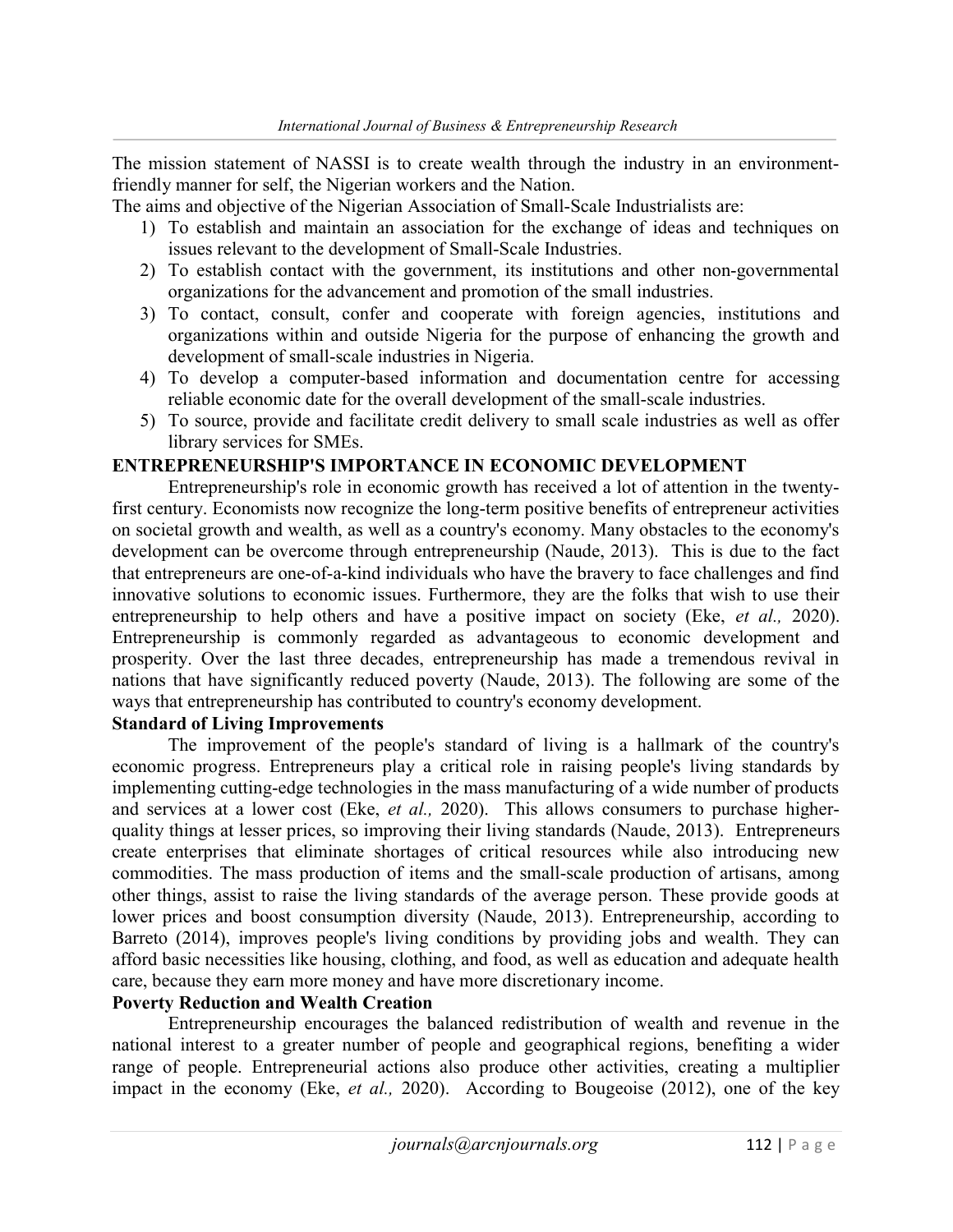The mission statement of NASSI is to create wealth through the industry in an environment-friendly manner for self, the Nigerian workers and the Nation.

The aims and objective of the Nigerian Association of Small-Scale Industrialists are:

1) To establish and maintain an association for the exchange of ideas and techniques on issues relevant to the development of Small-Scale Industries.
2) To establish contact with the government, its institutions and other non-governmental organizations for the advancement and promotion of the small industries.
3) To contact, consult, confer and cooperate with foreign agencies, institutions and organizations within and outside Nigeria for the purpose of enhancing the growth and development of small-scale industries in Nigeria.
4) To develop a computer-based information and documentation centre for accessing reliable economic date for the overall development of the small-scale industries.
5) To source, provide and facilitate credit delivery to small scale industries as well as offer library services for SMEs.

## ENTREPRENEURSHIP'S IMPORTANCE IN ECONOMIC DEVELOPMENT

Entrepreneurship's role in economic growth has received a lot of attention in the twenty-first century. Economists now recognize the long-term positive benefits of entrepreneur activities on societal growth and wealth, as well as a country's economy. Many obstacles to the economy's development can be overcome through entrepreneurship (Naude, 2013). This is due to the fact that entrepreneurs are one-of-a-kind individuals who have the bravery to face challenges and find innovative solutions to economic issues. Furthermore, they are the folks that wish to use their entrepreneurship to help others and have a positive impact on society (Eke, *et al.,* 2020). Entrepreneurship is commonly regarded as advantageous to economic development and prosperity. Over the last three decades, entrepreneurship has made a tremendous revival in nations that have significantly reduced poverty (Naude, 2013). The following are some of the ways that entrepreneurship has contributed to country's economy development.

### Standard of Living Improvements

The improvement of the people's standard of living is a hallmark of the country's economic progress. Entrepreneurs play a critical role in raising people's living standards by implementing cutting-edge technologies in the mass manufacturing of a wide number of products and services at a lower cost (Eke, *et al.,* 2020). This allows consumers to purchase higher-quality things at lesser prices, so improving their living standards (Naude, 2013). Entrepreneurs create enterprises that eliminate shortages of critical resources while also introducing new commodities. The mass production of items and the small-scale production of artisans, among other things, assist to raise the living standards of the average person. These provide goods at lower prices and boost consumption diversity (Naude, 2013). Entrepreneurship, according to Barreto (2014), improves people's living conditions by providing jobs and wealth. They can afford basic necessities like housing, clothing, and food, as well as education and adequate health care, because they earn more money and have more discretionary income.

### Poverty Reduction and Wealth Creation

Entrepreneurship encourages the balanced redistribution of wealth and revenue in the national interest to a greater number of people and geographical regions, benefiting a wider range of people. Entrepreneurial actions also produce other activities, creating a multiplier impact in the economy (Eke, *et al.,* 2020). According to Bougeoise (2012), one of the key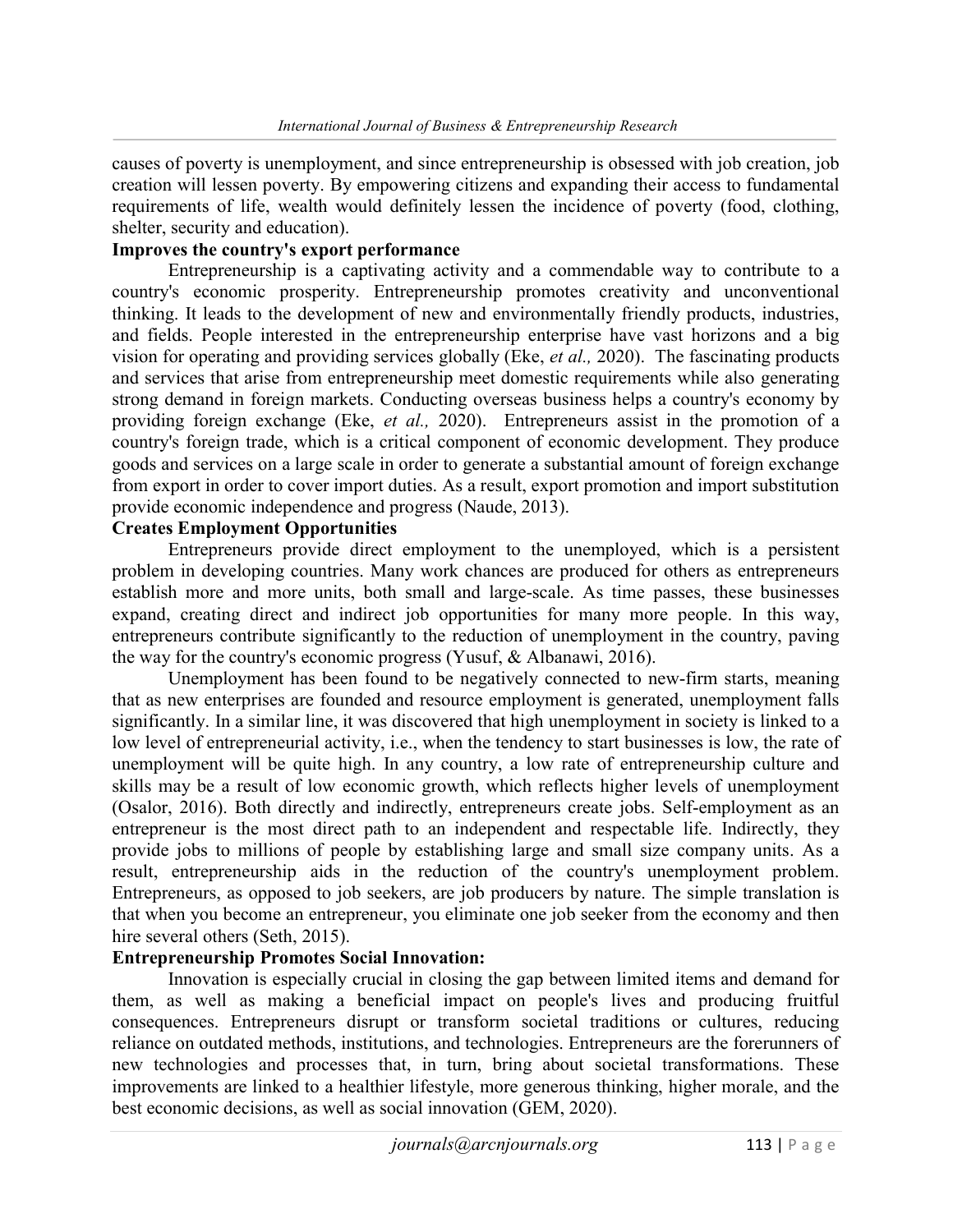causes of poverty is unemployment, and since entrepreneurship is obsessed with job creation, job creation will lessen poverty. By empowering citizens and expanding their access to fundamental requirements of life, wealth would definitely lessen the incidence of poverty (food, clothing, shelter, security and education).

**Improves the country's export performance**

Entrepreneurship is a captivating activity and a commendable way to contribute to a country's economic prosperity. Entrepreneurship promotes creativity and unconventional thinking. It leads to the development of new and environmentally friendly products, industries, and fields. People interested in the entrepreneurship enterprise have vast horizons and a big vision for operating and providing services globally (Eke, *et al.,* 2020). The fascinating products and services that arise from entrepreneurship meet domestic requirements while also generating strong demand in foreign markets. Conducting overseas business helps a country's economy by providing foreign exchange (Eke, *et al.,* 2020). Entrepreneurs assist in the promotion of a country's foreign trade, which is a critical component of economic development. They produce goods and services on a large scale in order to generate a substantial amount of foreign exchange from export in order to cover import duties. As a result, export promotion and import substitution provide economic independence and progress (Naude, 2013).

**Creates Employment Opportunities**

Entrepreneurs provide direct employment to the unemployed, which is a persistent problem in developing countries. Many work chances are produced for others as entrepreneurs establish more and more units, both small and large-scale. As time passes, these businesses expand, creating direct and indirect job opportunities for many more people. In this way, entrepreneurs contribute significantly to the reduction of unemployment in the country, paving the way for the country's economic progress (Yusuf, & Albanawi, 2016).

Unemployment has been found to be negatively connected to new-firm starts, meaning that as new enterprises are founded and resource employment is generated, unemployment falls significantly. In a similar line, it was discovered that high unemployment in society is linked to a low level of entrepreneurial activity, i.e., when the tendency to start businesses is low, the rate of unemployment will be quite high. In any country, a low rate of entrepreneurship culture and skills may be a result of low economic growth, which reflects higher levels of unemployment (Osalor, 2016). Both directly and indirectly, entrepreneurs create jobs. Self-employment as an entrepreneur is the most direct path to an independent and respectable life. Indirectly, they provide jobs to millions of people by establishing large and small size company units. As a result, entrepreneurship aids in the reduction of the country's unemployment problem. Entrepreneurs, as opposed to job seekers, are job producers by nature. The simple translation is that when you become an entrepreneur, you eliminate one job seeker from the economy and then hire several others (Seth, 2015).

**Entrepreneurship Promotes Social Innovation:**

Innovation is especially crucial in closing the gap between limited items and demand for them, as well as making a beneficial impact on people's lives and producing fruitful consequences. Entrepreneurs disrupt or transform societal traditions or cultures, reducing reliance on outdated methods, institutions, and technologies. Entrepreneurs are the forerunners of new technologies and processes that, in turn, bring about societal transformations. These improvements are linked to a healthier lifestyle, more generous thinking, higher morale, and the best economic decisions, as well as social innovation (GEM, 2020).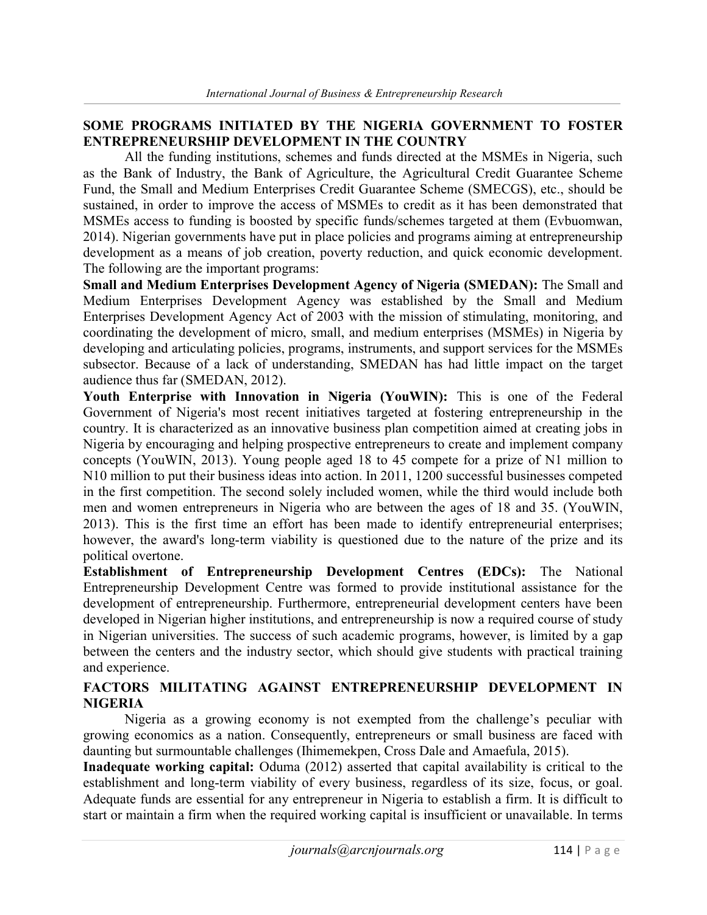## SOME PROGRAMS INITIATED BY THE NIGERIA GOVERNMENT TO FOSTER ENTREPRENEURSHIP DEVELOPMENT IN THE COUNTRY

All the funding institutions, schemes and funds directed at the MSMEs in Nigeria, such as the Bank of Industry, the Bank of Agriculture, the Agricultural Credit Guarantee Scheme Fund, the Small and Medium Enterprises Credit Guarantee Scheme (SMECGS), etc., should be sustained, in order to improve the access of MSMEs to credit as it has been demonstrated that MSMEs access to funding is boosted by specific funds/schemes targeted at them (Evbuomwan, 2014). Nigerian governments have put in place policies and programs aiming at entrepreneurship development as a means of job creation, poverty reduction, and quick economic development. The following are the important programs:

**Small and Medium Enterprises Development Agency of Nigeria (SMEDAN):** The Small and Medium Enterprises Development Agency was established by the Small and Medium Enterprises Development Agency Act of 2003 with the mission of stimulating, monitoring, and coordinating the development of micro, small, and medium enterprises (MSMEs) in Nigeria by developing and articulating policies, programs, instruments, and support services for the MSMEs subsector. Because of a lack of understanding, SMEDAN has had little impact on the target audience thus far (SMEDAN, 2012).

**Youth Enterprise with Innovation in Nigeria (YouWIN):** This is one of the Federal Government of Nigeria's most recent initiatives targeted at fostering entrepreneurship in the country. It is characterized as an innovative business plan competition aimed at creating jobs in Nigeria by encouraging and helping prospective entrepreneurs to create and implement company concepts (YouWIN, 2013). Young people aged 18 to 45 compete for a prize of N1 million to N10 million to put their business ideas into action. In 2011, 1200 successful businesses competed in the first competition. The second solely included women, while the third would include both men and women entrepreneurs in Nigeria who are between the ages of 18 and 35. (YouWIN, 2013). This is the first time an effort has been made to identify entrepreneurial enterprises; however, the award's long-term viability is questioned due to the nature of the prize and its political overtone.

**Establishment of Entrepreneurship Development Centres (EDCs):** The National Entrepreneurship Development Centre was formed to provide institutional assistance for the development of entrepreneurship. Furthermore, entrepreneurial development centers have been developed in Nigerian higher institutions, and entrepreneurship is now a required course of study in Nigerian universities. The success of such academic programs, however, is limited by a gap between the centers and the industry sector, which should give students with practical training and experience.

## FACTORS MILITATING AGAINST ENTREPRENEURSHIP DEVELOPMENT IN NIGERIA

Nigeria as a growing economy is not exempted from the challenge's peculiar with growing economics as a nation. Consequently, entrepreneurs or small business are faced with daunting but surmountable challenges (Ihimemekpen, Cross Dale and Amaefula, 2015).

**Inadequate working capital:** Oduma (2012) asserted that capital availability is critical to the establishment and long-term viability of every business, regardless of its size, focus, or goal. Adequate funds are essential for any entrepreneur in Nigeria to establish a firm. It is difficult to start or maintain a firm when the required working capital is insufficient or unavailable. In terms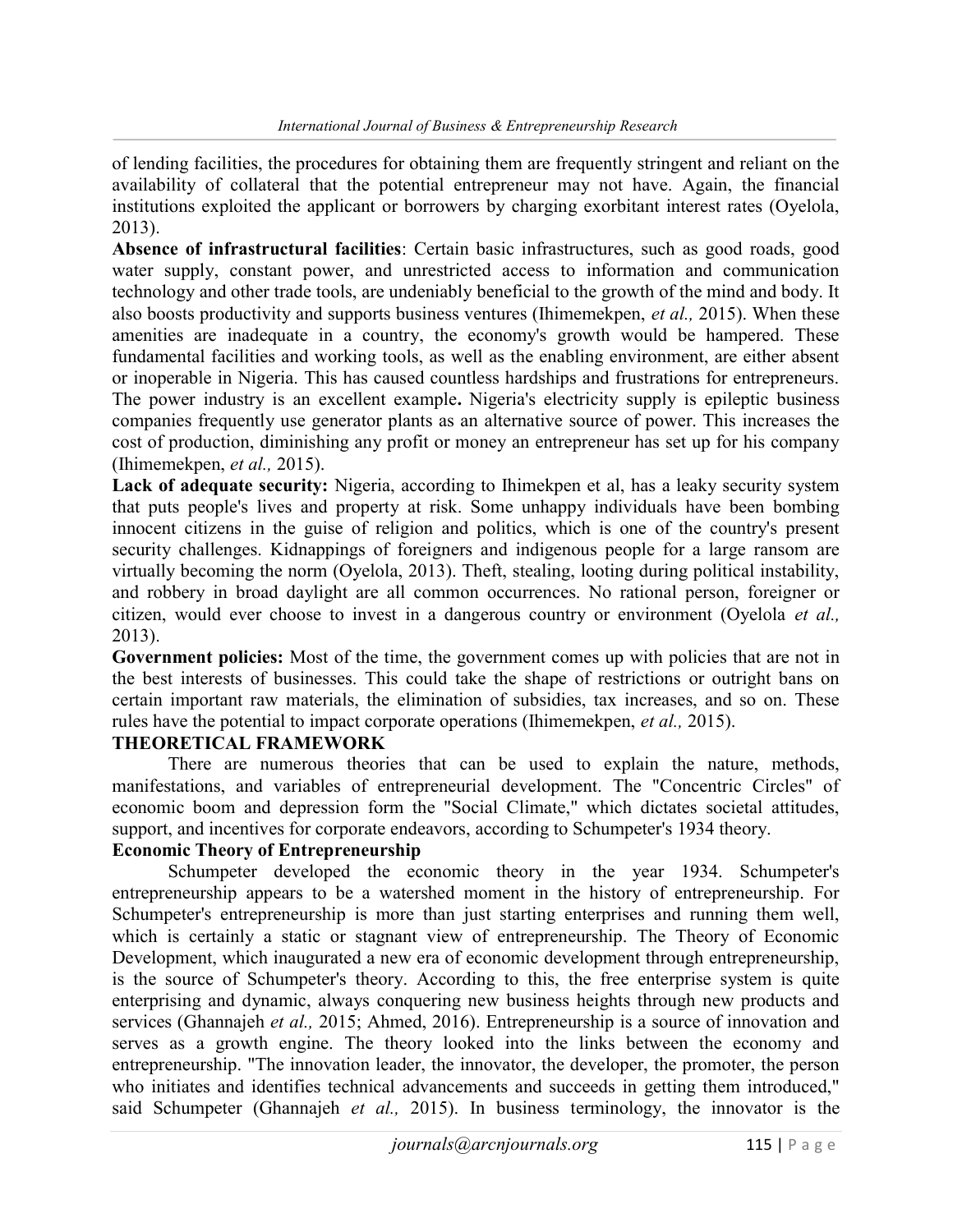of lending facilities, the procedures for obtaining them are frequently stringent and reliant on the availability of collateral that the potential entrepreneur may not have. Again, the financial institutions exploited the applicant or borrowers by charging exorbitant interest rates (Oyelola, 2013).

**Absence of infrastructural facilities**: Certain basic infrastructures, such as good roads, good water supply, constant power, and unrestricted access to information and communication technology and other trade tools, are undeniably beneficial to the growth of the mind and body. It also boosts productivity and supports business ventures (Ihimemekpen, *et al.,* 2015). When these amenities are inadequate in a country, the economy's growth would be hampered. These fundamental facilities and working tools, as well as the enabling environment, are either absent or inoperable in Nigeria. This has caused countless hardships and frustrations for entrepreneurs. The power industry is an excellent example**.** Nigeria's electricity supply is epileptic business companies frequently use generator plants as an alternative source of power. This increases the cost of production, diminishing any profit or money an entrepreneur has set up for his company (Ihimemekpen, *et al.,* 2015).

**Lack of adequate security:** Nigeria, according to Ihimekpen et al, has a leaky security system that puts people's lives and property at risk. Some unhappy individuals have been bombing innocent citizens in the guise of religion and politics, which is one of the country's present security challenges. Kidnappings of foreigners and indigenous people for a large ransom are virtually becoming the norm (Oyelola, 2013). Theft, stealing, looting during political instability, and robbery in broad daylight are all common occurrences. No rational person, foreigner or citizen, would ever choose to invest in a dangerous country or environment (Oyelola *et al.,* 2013).

**Government policies:** Most of the time, the government comes up with policies that are not in the best interests of businesses. This could take the shape of restrictions or outright bans on certain important raw materials, the elimination of subsidies, tax increases, and so on. These rules have the potential to impact corporate operations (Ihimemekpen, *et al.,* 2015).

## THEORETICAL FRAMEWORK

There are numerous theories that can be used to explain the nature, methods, manifestations, and variables of entrepreneurial development. The "Concentric Circles" of economic boom and depression form the "Social Climate," which dictates societal attitudes, support, and incentives for corporate endeavors, according to Schumpeter's 1934 theory.

### Economic Theory of Entrepreneurship

Schumpeter developed the economic theory in the year 1934. Schumpeter's entrepreneurship appears to be a watershed moment in the history of entrepreneurship. For Schumpeter's entrepreneurship is more than just starting enterprises and running them well, which is certainly a static or stagnant view of entrepreneurship. The Theory of Economic Development, which inaugurated a new era of economic development through entrepreneurship, is the source of Schumpeter's theory. According to this, the free enterprise system is quite enterprising and dynamic, always conquering new business heights through new products and services (Ghannajeh *et al.,* 2015; Ahmed, 2016). Entrepreneurship is a source of innovation and serves as a growth engine. The theory looked into the links between the economy and entrepreneurship. "The innovation leader, the innovator, the developer, the promoter, the person who initiates and identifies technical advancements and succeeds in getting them introduced," said Schumpeter (Ghannajeh *et al.,* 2015). In business terminology, the innovator is the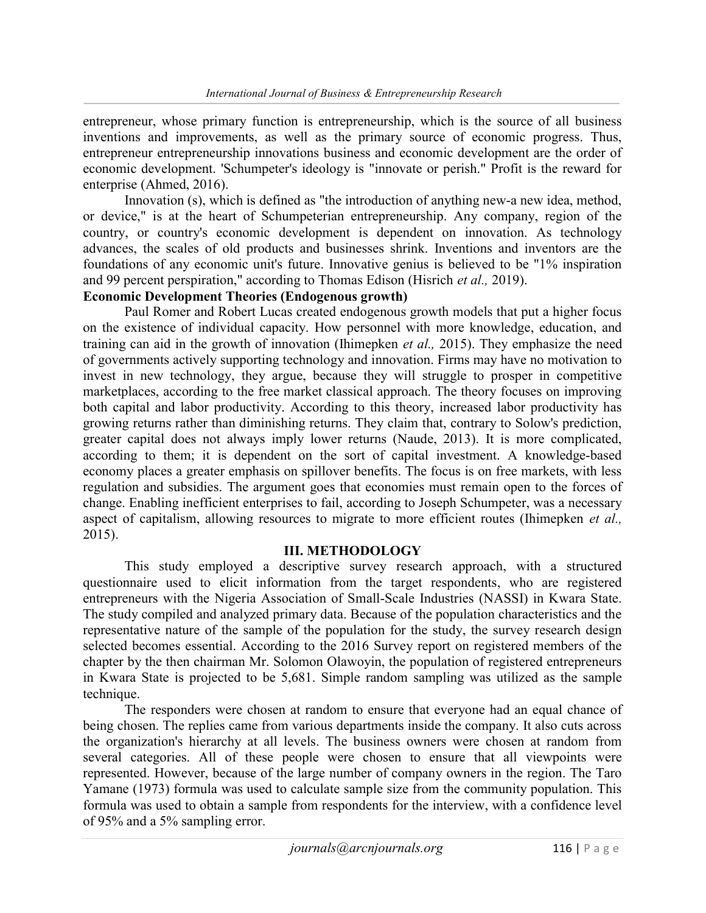entrepreneur, whose primary function is entrepreneurship, which is the source of all business inventions and improvements, as well as the primary source of economic progress. Thus, entrepreneur entrepreneurship innovations business and economic development are the order of economic development. 'Schumpeter's ideology is "innovate or perish." Profit is the reward for enterprise (Ahmed, 2016).

Innovation (s), which is defined as "the introduction of anything new-a new idea, method, or device," is at the heart of Schumpeterian entrepreneurship. Any company, region of the country, or country's economic development is dependent on innovation. As technology advances, the scales of old products and businesses shrink. Inventions and inventors are the foundations of any economic unit's future. Innovative genius is believed to be "1% inspiration and 99 percent perspiration," according to Thomas Edison (Hisrich *et al.,* 2019).

**Economic Development Theories (Endogenous growth)**

Paul Romer and Robert Lucas created endogenous growth models that put a higher focus on the existence of individual capacity. How personnel with more knowledge, education, and training can aid in the growth of innovation (Ihimepken *et al.,* 2015). They emphasize the need of governments actively supporting technology and innovation. Firms may have no motivation to invest in new technology, they argue, because they will struggle to prosper in competitive marketplaces, according to the free market classical approach. The theory focuses on improving both capital and labor productivity. According to this theory, increased labor productivity has growing returns rather than diminishing returns. They claim that, contrary to Solow's prediction, greater capital does not always imply lower returns (Naude, 2013). It is more complicated, according to them; it is dependent on the sort of capital investment. A knowledge-based economy places a greater emphasis on spillover benefits. The focus is on free markets, with less regulation and subsidies. The argument goes that economies must remain open to the forces of change. Enabling inefficient enterprises to fail, according to Joseph Schumpeter, was a necessary aspect of capitalism, allowing resources to migrate to more efficient routes (Ihimepken *et al.,* 2015).

## III. METHODOLOGY

This study employed a descriptive survey research approach, with a structured questionnaire used to elicit information from the target respondents, who are registered entrepreneurs with the Nigeria Association of Small-Scale Industries (NASSI) in Kwara State. The study compiled and analyzed primary data. Because of the population characteristics and the representative nature of the sample of the population for the study, the survey research design selected becomes essential. According to the 2016 Survey report on registered members of the chapter by the then chairman Mr. Solomon Olawoyin, the population of registered entrepreneurs in Kwara State is projected to be 5,681. Simple random sampling was utilized as the sample technique.

The responders were chosen at random to ensure that everyone had an equal chance of being chosen. The replies came from various departments inside the company. It also cuts across the organization's hierarchy at all levels. The business owners were chosen at random from several categories. All of these people were chosen to ensure that all viewpoints were represented. However, because of the large number of company owners in the region. The Taro Yamane (1973) formula was used to calculate sample size from the community population. This formula was used to obtain a sample from respondents for the interview, with a confidence level of 95% and a 5% sampling error.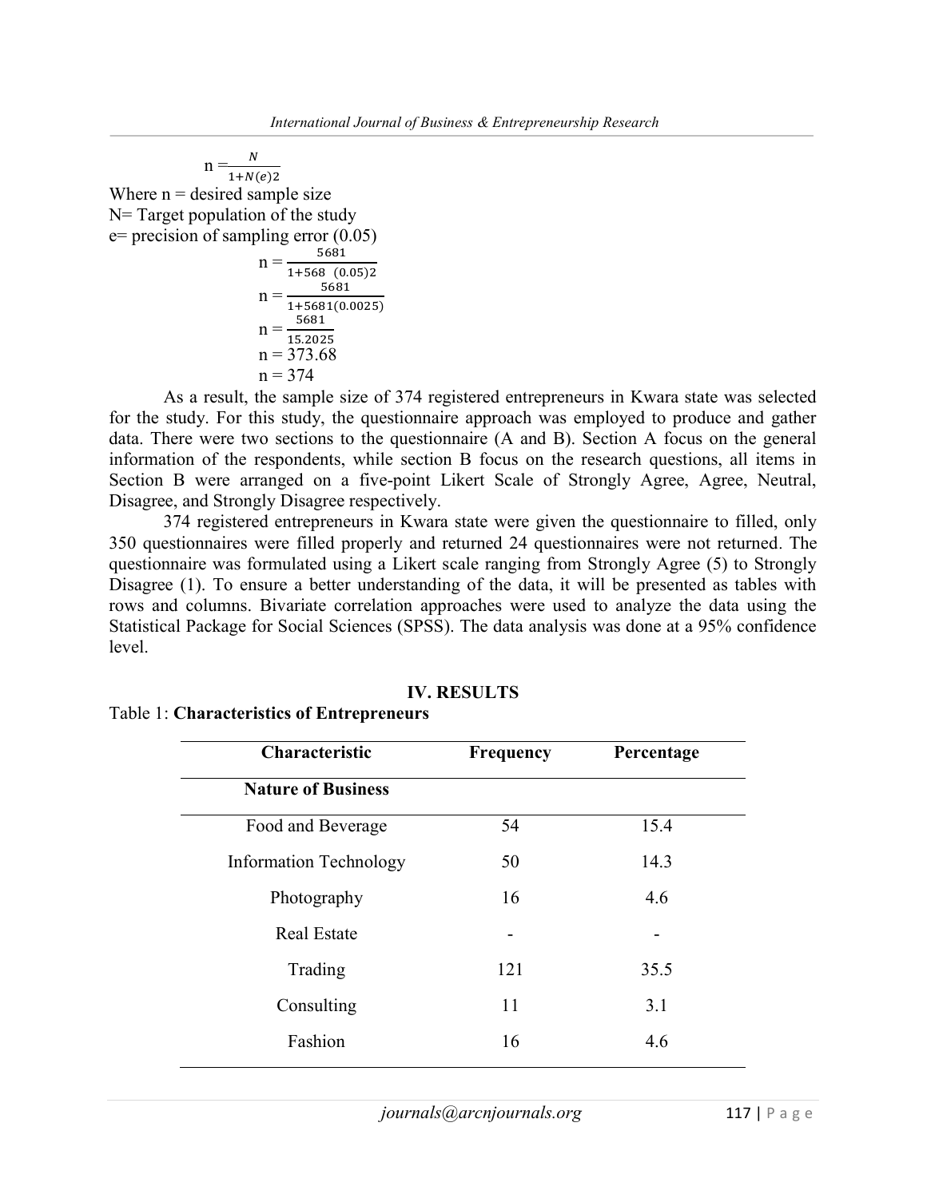$$n = \frac{N}{1+N(e)2}$$

Where n = desired sample size

N= Target population of the study

e= precision of sampling error (0.05)

$$n = \frac{5681}{1+568\ (0.05)2}$$

$$n = \frac{5681}{1+5681(0.0025)}$$

$$n = \frac{5681}{15.2025}$$

$$n = 373.68$$

$$n = 374$$

As a result, the sample size of 374 registered entrepreneurs in Kwara state was selected for the study. For this study, the questionnaire approach was employed to produce and gather data. There were two sections to the questionnaire (A and B). Section A focus on the general information of the respondents, while section B focus on the research questions, all items in Section B were arranged on a five-point Likert Scale of Strongly Agree, Agree, Neutral, Disagree, and Strongly Disagree respectively.

374 registered entrepreneurs in Kwara state were given the questionnaire to filled, only 350 questionnaires were filled properly and returned 24 questionnaires were not returned. The questionnaire was formulated using a Likert scale ranging from Strongly Agree (5) to Strongly Disagree (1). To ensure a better understanding of the data, it will be presented as tables with rows and columns. Bivariate correlation approaches were used to analyze the data using the Statistical Package for Social Sciences (SPSS). The data analysis was done at a 95% confidence level.

## IV. RESULTS

Table 1: **Characteristics of Entrepreneurs**

| Characteristic | Frequency | Percentage |
|---|---|---|
| **Nature of Business** | | |
| Food and Beverage | 54 | 15.4 |
| Information Technology | 50 | 14.3 |
| Photography | 16 | 4.6 |
| Real Estate | - | - |
| Trading | 121 | 35.5 |
| Consulting | 11 | 3.1 |
| Fashion | 16 | 4.6 |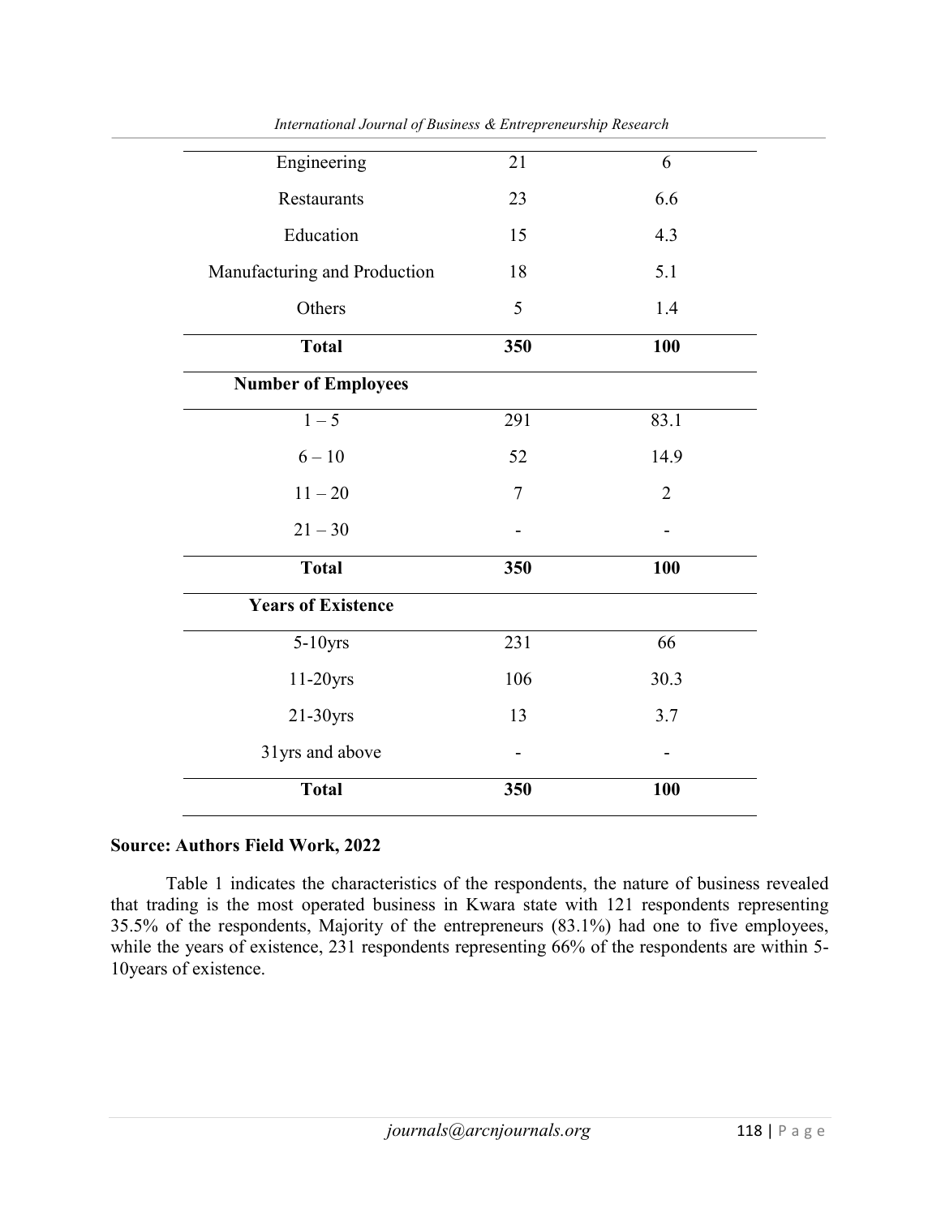| | | |
|---|---|---|
| Engineering | 21 | 6 |
| Restaurants | 23 | 6.6 |
| Education | 15 | 4.3 |
| Manufacturing and Production | 18 | 5.1 |
| Others | 5 | 1.4 |
| **Total** | **350** | **100** |
| **Number of Employees** | | |
| 1 – 5 | 291 | 83.1 |
| 6 – 10 | 52 | 14.9 |
| 11 – 20 | 7 | 2 |
| 21 – 30 | - | - |
| **Total** | **350** | **100** |
| **Years of Existence** | | |
| 5-10yrs | 231 | 66 |
| 11-20yrs | 106 | 30.3 |
| 21-30yrs | 13 | 3.7 |
| 31yrs and above | - | - |
| **Total** | **350** | **100** |

**Source: Authors Field Work, 2022**

Table 1 indicates the characteristics of the respondents, the nature of business revealed that trading is the most operated business in Kwara state with 121 respondents representing 35.5% of the respondents, Majority of the entrepreneurs (83.1%) had one to five employees, while the years of existence, 231 respondents representing 66% of the respondents are within 5-10years of existence.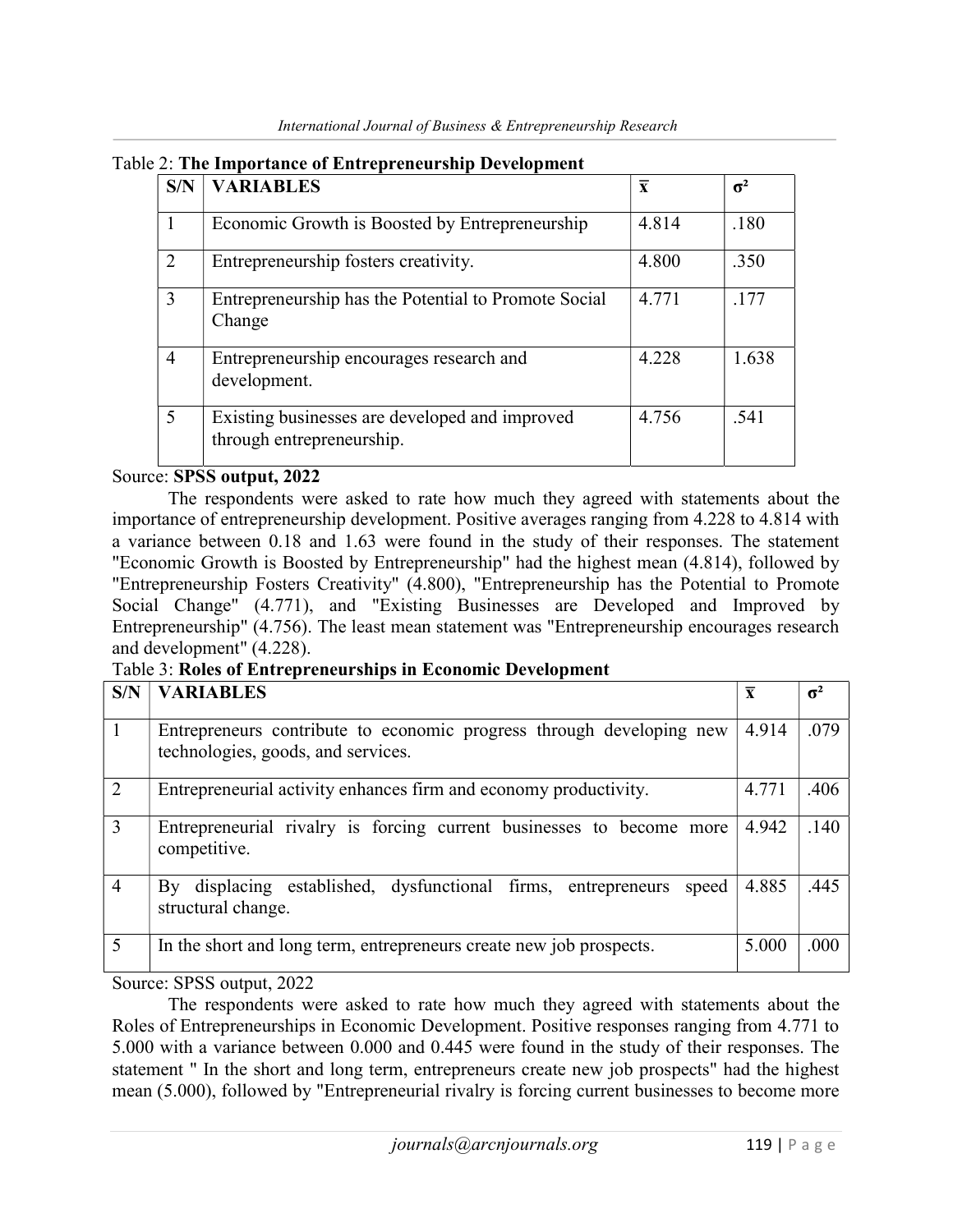Table 2: **The Importance of Entrepreneurship Development**

| S/N | VARIABLES | $\bar{x}$ | $\sigma^2$ |
|---|---|---|---|
| 1 | Economic Growth is Boosted by Entrepreneurship | 4.814 | .180 |
| 2 | Entrepreneurship fosters creativity. | 4.800 | .350 |
| 3 | Entrepreneurship has the Potential to Promote Social Change | 4.771 | .177 |
| 4 | Entrepreneurship encourages research and development. | 4.228 | 1.638 |
| 5 | Existing businesses are developed and improved through entrepreneurship. | 4.756 | .541 |

Source: **SPSS output, 2022**

The respondents were asked to rate how much they agreed with statements about the importance of entrepreneurship development. Positive averages ranging from 4.228 to 4.814 with a variance between 0.18 and 1.63 were found in the study of their responses. The statement "Economic Growth is Boosted by Entrepreneurship" had the highest mean (4.814), followed by "Entrepreneurship Fosters Creativity" (4.800), "Entrepreneurship has the Potential to Promote Social Change" (4.771), and "Existing Businesses are Developed and Improved by Entrepreneurship" (4.756). The least mean statement was "Entrepreneurship encourages research and development" (4.228).

Table 3: **Roles of Entrepreneurships in Economic Development**

| S/N | VARIABLES | $\bar{x}$ | $\sigma^2$ |
|---|---|---|---|
| 1 | Entrepreneurs contribute to economic progress through developing new technologies, goods, and services. | 4.914 | .079 |
| 2 | Entrepreneurial activity enhances firm and economy productivity. | 4.771 | .406 |
| 3 | Entrepreneurial rivalry is forcing current businesses to become more competitive. | 4.942 | .140 |
| 4 | By displacing established, dysfunctional firms, entrepreneurs speed structural change. | 4.885 | .445 |
| 5 | In the short and long term, entrepreneurs create new job prospects. | 5.000 | .000 |

Source: SPSS output, 2022

The respondents were asked to rate how much they agreed with statements about the Roles of Entrepreneurships in Economic Development. Positive responses ranging from 4.771 to 5.000 with a variance between 0.000 and 0.445 were found in the study of their responses. The statement " In the short and long term, entrepreneurs create new job prospects" had the highest mean (5.000), followed by "Entrepreneurial rivalry is forcing current businesses to become more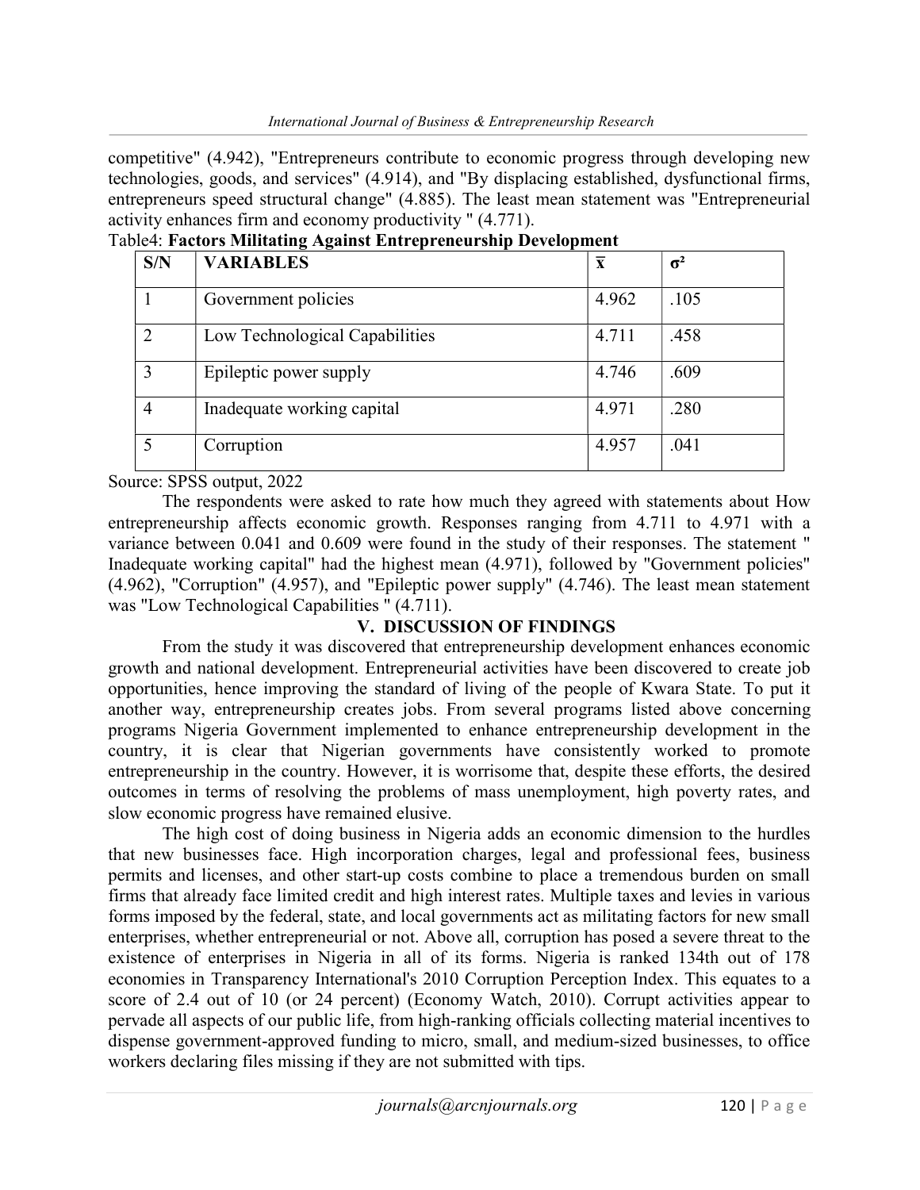competitive" (4.942), "Entrepreneurs contribute to economic progress through developing new technologies, goods, and services" (4.914), and "By displacing established, dysfunctional firms, entrepreneurs speed structural change" (4.885). The least mean statement was "Entrepreneurial activity enhances firm and economy productivity " (4.771).

Table4: **Factors Militating Against Entrepreneurship Development**

| S/N | VARIABLES | $\bar{x}$ | $\sigma^2$ |
|---|---|---|---|
| 1 | Government policies | 4.962 | .105 |
| 2 | Low Technological Capabilities | 4.711 | .458 |
| 3 | Epileptic power supply | 4.746 | .609 |
| 4 | Inadequate working capital | 4.971 | .280 |
| 5 | Corruption | 4.957 | .041 |

Source: SPSS output, 2022

The respondents were asked to rate how much they agreed with statements about How entrepreneurship affects economic growth. Responses ranging from 4.711 to 4.971 with a variance between 0.041 and 0.609 were found in the study of their responses. The statement " Inadequate working capital" had the highest mean (4.971), followed by "Government policies" (4.962), "Corruption" (4.957), and "Epileptic power supply" (4.746). The least mean statement was "Low Technological Capabilities " (4.711).

## V. DISCUSSION OF FINDINGS

From the study it was discovered that entrepreneurship development enhances economic growth and national development. Entrepreneurial activities have been discovered to create job opportunities, hence improving the standard of living of the people of Kwara State. To put it another way, entrepreneurship creates jobs. From several programs listed above concerning programs Nigeria Government implemented to enhance entrepreneurship development in the country, it is clear that Nigerian governments have consistently worked to promote entrepreneurship in the country. However, it is worrisome that, despite these efforts, the desired outcomes in terms of resolving the problems of mass unemployment, high poverty rates, and slow economic progress have remained elusive.

The high cost of doing business in Nigeria adds an economic dimension to the hurdles that new businesses face. High incorporation charges, legal and professional fees, business permits and licenses, and other start-up costs combine to place a tremendous burden on small firms that already face limited credit and high interest rates. Multiple taxes and levies in various forms imposed by the federal, state, and local governments act as militating factors for new small enterprises, whether entrepreneurial or not. Above all, corruption has posed a severe threat to the existence of enterprises in Nigeria in all of its forms. Nigeria is ranked 134th out of 178 economies in Transparency International's 2010 Corruption Perception Index. This equates to a score of 2.4 out of 10 (or 24 percent) (Economy Watch, 2010). Corrupt activities appear to pervade all aspects of our public life, from high-ranking officials collecting material incentives to dispense government-approved funding to micro, small, and medium-sized businesses, to office workers declaring files missing if they are not submitted with tips.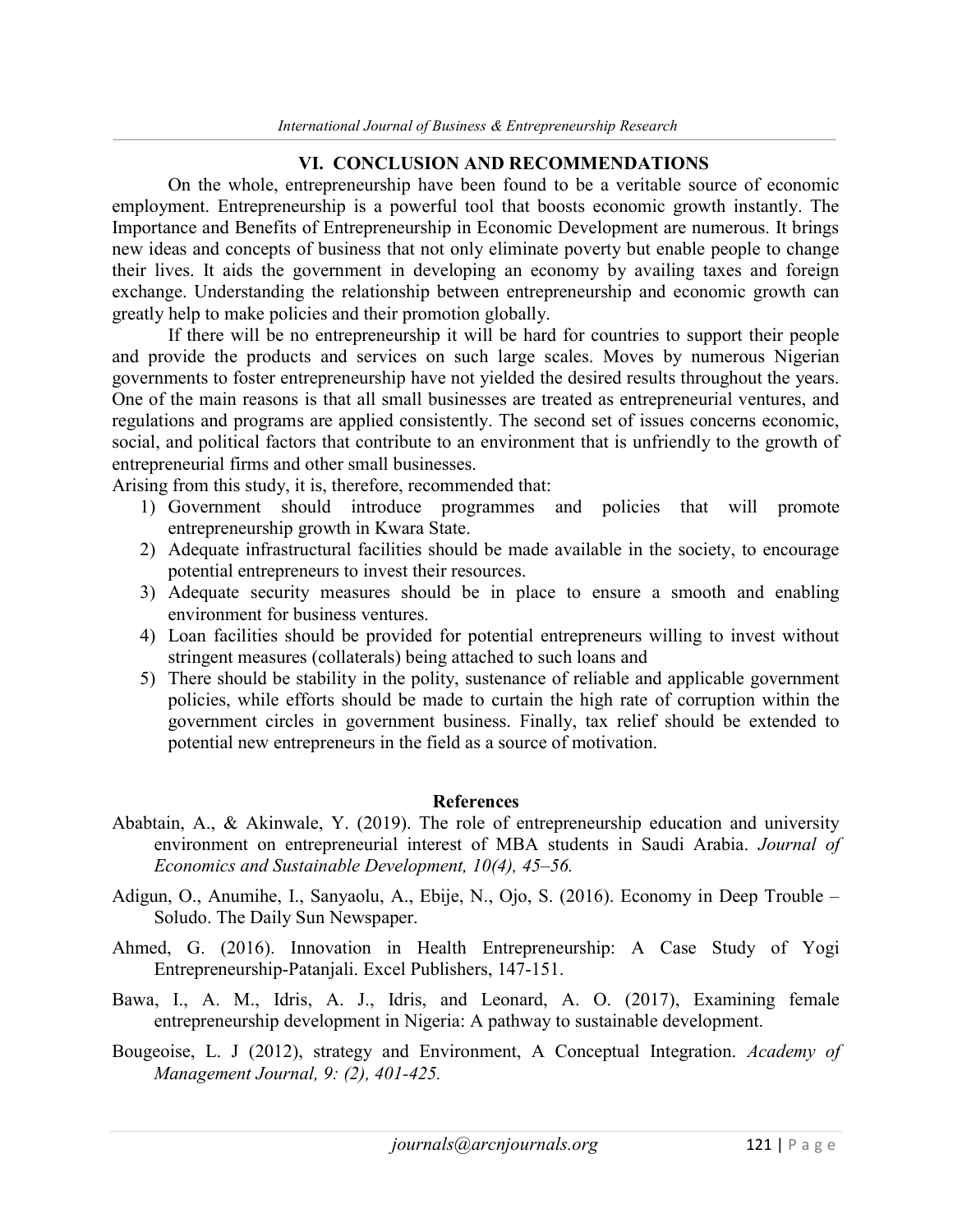## VI. CONCLUSION AND RECOMMENDATIONS

On the whole, entrepreneurship have been found to be a veritable source of economic employment. Entrepreneurship is a powerful tool that boosts economic growth instantly. The Importance and Benefits of Entrepreneurship in Economic Development are numerous. It brings new ideas and concepts of business that not only eliminate poverty but enable people to change their lives. It aids the government in developing an economy by availing taxes and foreign exchange. Understanding the relationship between entrepreneurship and economic growth can greatly help to make policies and their promotion globally.

If there will be no entrepreneurship it will be hard for countries to support their people and provide the products and services on such large scales. Moves by numerous Nigerian governments to foster entrepreneurship have not yielded the desired results throughout the years. One of the main reasons is that all small businesses are treated as entrepreneurial ventures, and regulations and programs are applied consistently. The second set of issues concerns economic, social, and political factors that contribute to an environment that is unfriendly to the growth of entrepreneurial firms and other small businesses.

Arising from this study, it is, therefore, recommended that:

1) Government should introduce programmes and policies that will promote entrepreneurship growth in Kwara State.
2) Adequate infrastructural facilities should be made available in the society, to encourage potential entrepreneurs to invest their resources.
3) Adequate security measures should be in place to ensure a smooth and enabling environment for business ventures.
4) Loan facilities should be provided for potential entrepreneurs willing to invest without stringent measures (collaterals) being attached to such loans and
5) There should be stability in the polity, sustenance of reliable and applicable government policies, while efforts should be made to curtain the high rate of corruption within the government circles in government business. Finally, tax relief should be extended to potential new entrepreneurs in the field as a source of motivation.

## References

Ababtain, A., & Akinwale, Y. (2019). The role of entrepreneurship education and university environment on entrepreneurial interest of MBA students in Saudi Arabia. *Journal of Economics and Sustainable Development, 10(4), 45–56.*

Adigun, O., Anumihe, I., Sanyaolu, A., Ebije, N., Ojo, S. (2016). Economy in Deep Trouble – Soludo. The Daily Sun Newspaper.

Ahmed, G. (2016). Innovation in Health Entrepreneurship: A Case Study of Yogi Entrepreneurship-Patanjali. Excel Publishers, 147-151.

Bawa, I., A. M., Idris, A. J., Idris, and Leonard, A. O. (2017), Examining female entrepreneurship development in Nigeria: A pathway to sustainable development.

Bougeoise, L. J (2012), strategy and Environment, A Conceptual Integration. *Academy of Management Journal, 9: (2), 401-425.*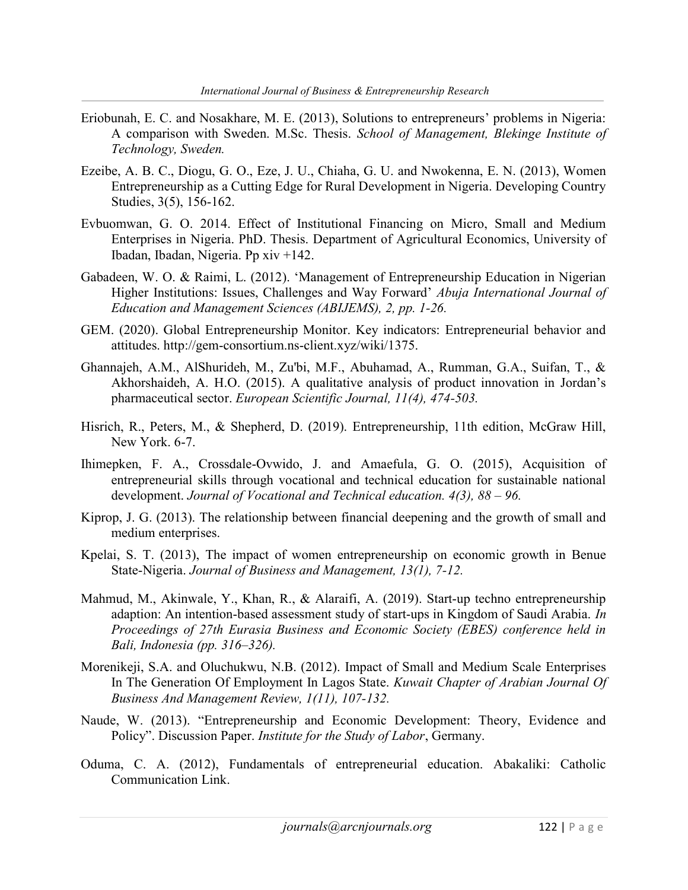Eriobunah, E. C. and Nosakhare, M. E. (2013), Solutions to entrepreneurs' problems in Nigeria: A comparison with Sweden. M.Sc. Thesis. *School of Management, Blekinge Institute of Technology, Sweden.*

Ezeibe, A. B. C., Diogu, G. O., Eze, J. U., Chiaha, G. U. and Nwokenna, E. N. (2013), Women Entrepreneurship as a Cutting Edge for Rural Development in Nigeria. Developing Country Studies, 3(5), 156-162.

Evbuomwan, G. O. 2014. Effect of Institutional Financing on Micro, Small and Medium Enterprises in Nigeria. PhD. Thesis. Department of Agricultural Economics, University of Ibadan, Ibadan, Nigeria. Pp xiv +142.

Gabadeen, W. O. & Raimi, L. (2012). 'Management of Entrepreneurship Education in Nigerian Higher Institutions: Issues, Challenges and Way Forward' *Abuja International Journal of Education and Management Sciences (ABIJEMS), 2, pp. 1-26.*

GEM. (2020). Global Entrepreneurship Monitor. Key indicators: Entrepreneurial behavior and attitudes. http://gem-consortium.ns-client.xyz/wiki/1375.

Ghannajeh, A.M., AlShurideh, M., Zu'bi, M.F., Abuhamad, A., Rumman, G.A., Suifan, T., & Akhorshaideh, A. H.O. (2015). A qualitative analysis of product innovation in Jordan's pharmaceutical sector. *European Scientific Journal, 11(4), 474-503.*

Hisrich, R., Peters, M., & Shepherd, D. (2019). Entrepreneurship, 11th edition, McGraw Hill, New York. 6-7.

Ihimepken, F. A., Crossdale-Ovwido, J. and Amaefula, G. O. (2015), Acquisition of entrepreneurial skills through vocational and technical education for sustainable national development. *Journal of Vocational and Technical education. 4(3), 88 – 96.*

Kiprop, J. G. (2013). The relationship between financial deepening and the growth of small and medium enterprises.

Kpelai, S. T. (2013), The impact of women entrepreneurship on economic growth in Benue State-Nigeria. *Journal of Business and Management, 13(1), 7-12.*

Mahmud, M., Akinwale, Y., Khan, R., & Alaraifi, A. (2019). Start-up techno entrepreneurship adaption: An intention-based assessment study of start-ups in Kingdom of Saudi Arabia. *In Proceedings of 27th Eurasia Business and Economic Society (EBES) conference held in Bali, Indonesia (pp. 316–326).*

Morenikeji, S.A. and Oluchukwu, N.B. (2012). Impact of Small and Medium Scale Enterprises In The Generation Of Employment In Lagos State. *Kuwait Chapter of Arabian Journal Of Business And Management Review, 1(11), 107-132.*

Naude, W. (2013). "Entrepreneurship and Economic Development: Theory, Evidence and Policy". Discussion Paper. *Institute for the Study of Labor*, Germany.

Oduma, C. A. (2012), Fundamentals of entrepreneurial education. Abakaliki: Catholic Communication Link.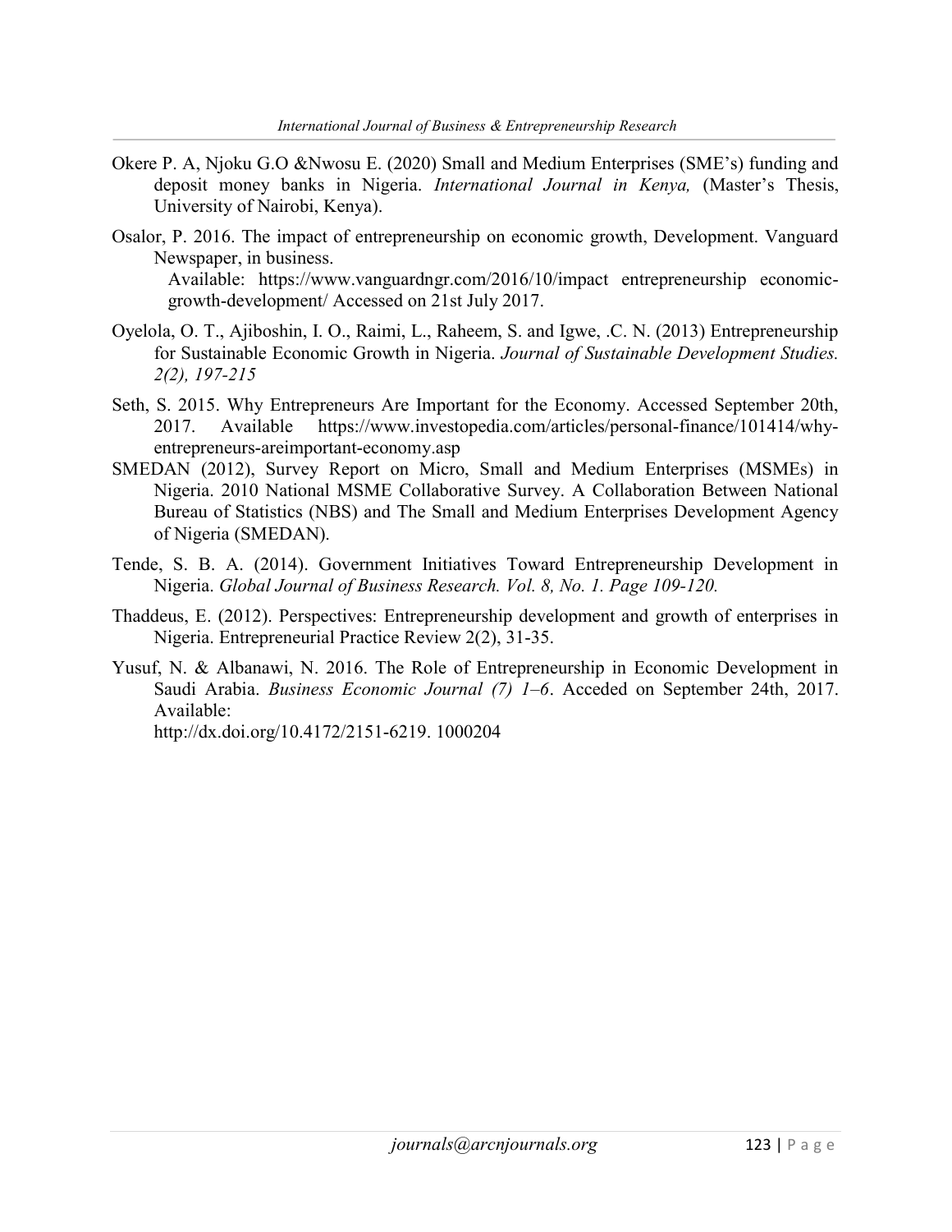Okere P. A, Njoku G.O &Nwosu E. (2020) Small and Medium Enterprises (SME's) funding and deposit money banks in Nigeria. *International Journal in Kenya,* (Master's Thesis, University of Nairobi, Kenya).

Osalor, P. 2016. The impact of entrepreneurship on economic growth, Development. Vanguard Newspaper, in business.
Available: https://www.vanguardngr.com/2016/10/impact entrepreneurship economic-growth-development/ Accessed on 21st July 2017.

Oyelola, O. T., Ajiboshin, I. O., Raimi, L., Raheem, S. and Igwe, .C. N. (2013) Entrepreneurship for Sustainable Economic Growth in Nigeria. *Journal of Sustainable Development Studies. 2(2), 197-215*

Seth, S. 2015. Why Entrepreneurs Are Important for the Economy. Accessed September 20th, 2017. Available https://www.investopedia.com/articles/personal-finance/101414/why-entrepreneurs-areimportant-economy.asp

SMEDAN (2012), Survey Report on Micro, Small and Medium Enterprises (MSMEs) in Nigeria. 2010 National MSME Collaborative Survey. A Collaboration Between National Bureau of Statistics (NBS) and The Small and Medium Enterprises Development Agency of Nigeria (SMEDAN).

Tende, S. B. A. (2014). Government Initiatives Toward Entrepreneurship Development in Nigeria. *Global Journal of Business Research. Vol. 8, No. 1. Page 109-120.*

Thaddeus, E. (2012). Perspectives: Entrepreneurship development and growth of enterprises in Nigeria. Entrepreneurial Practice Review 2(2), 31-35.

Yusuf, N. & Albanawi, N. 2016. The Role of Entrepreneurship in Economic Development in Saudi Arabia. *Business Economic Journal (7) 1–6*. Acceded on September 24th, 2017. Available:
http://dx.doi.org/10.4172/2151-6219. 1000204